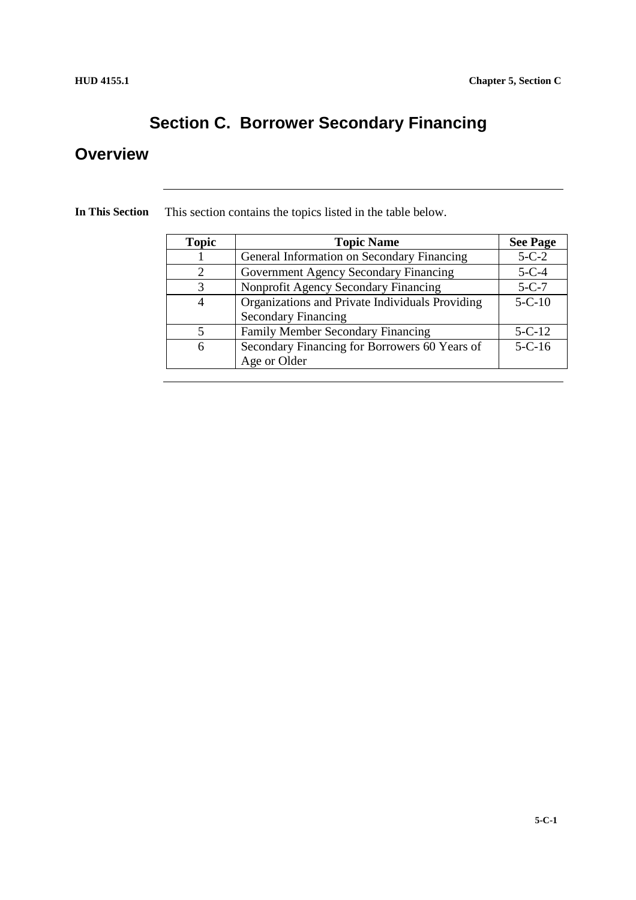# Section C. Borrower Secondary Financing

## Overview

**In This Section**

This section contains the topics listed in the table below.

| Topic | Topic Name | See Page |
|---|---|---|
| 1 | General Information on Secondary Financing | 5-C-2 |
| 2 | Government Agency Secondary Financing | 5-C-4 |
| 3 | Nonprofit Agency Secondary Financing | 5-C-7 |
| 4 | Organizations and Private Individuals Providing Secondary Financing | 5-C-10 |
| 5 | Family Member Secondary Financing | 5-C-12 |
| 6 | Secondary Financing for Borrowers 60 Years of Age or Older | 5-C-16 |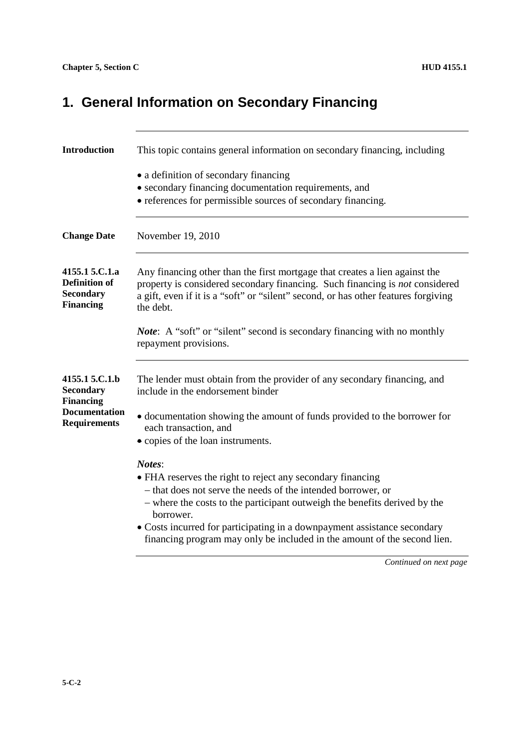# 1. General Information on Secondary Financing

**Introduction**

This topic contains general information on secondary financing, including

- a definition of secondary financing
- secondary financing documentation requirements, and
- references for permissible sources of secondary financing.

**Change Date**

November 19, 2010

**4155.1 5.C.1.a Definition of Secondary Financing**

Any financing other than the first mortgage that creates a lien against the property is considered secondary financing. Such financing is *not* considered a gift, even if it is a "soft" or "silent" second, or has other features forgiving the debt.

***Note***: A "soft" or "silent" second is secondary financing with no monthly repayment provisions.

**4155.1 5.C.1.b Secondary Financing Documentation Requirements**

The lender must obtain from the provider of any secondary financing, and include in the endorsement binder

- documentation showing the amount of funds provided to the borrower for each transaction, and
- copies of the loan instruments.

***Notes***:

- FHA reserves the right to reject any secondary financing
  - that does not serve the needs of the intended borrower, or
  - where the costs to the participant outweigh the benefits derived by the borrower.
- Costs incurred for participating in a downpayment assistance secondary financing program may only be included in the amount of the second lien.

*Continued on next page*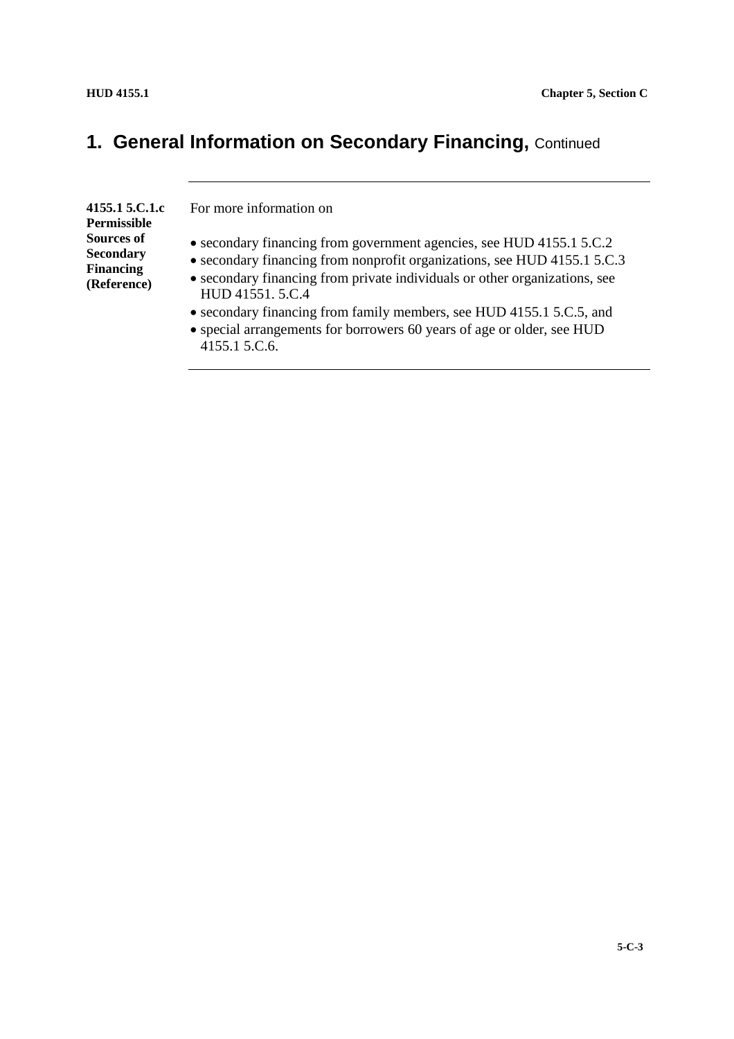# 1. General Information on Secondary Financing, Continued

**4155.1 5.C.1.c Permissible Sources of Secondary Financing (Reference)**

For more information on

- secondary financing from government agencies, see HUD 4155.1 5.C.2
- secondary financing from nonprofit organizations, see HUD 4155.1 5.C.3
- secondary financing from private individuals or other organizations, see HUD 41551. 5.C.4
- secondary financing from family members, see HUD 4155.1 5.C.5, and
- special arrangements for borrowers 60 years of age or older, see HUD 4155.1 5.C.6.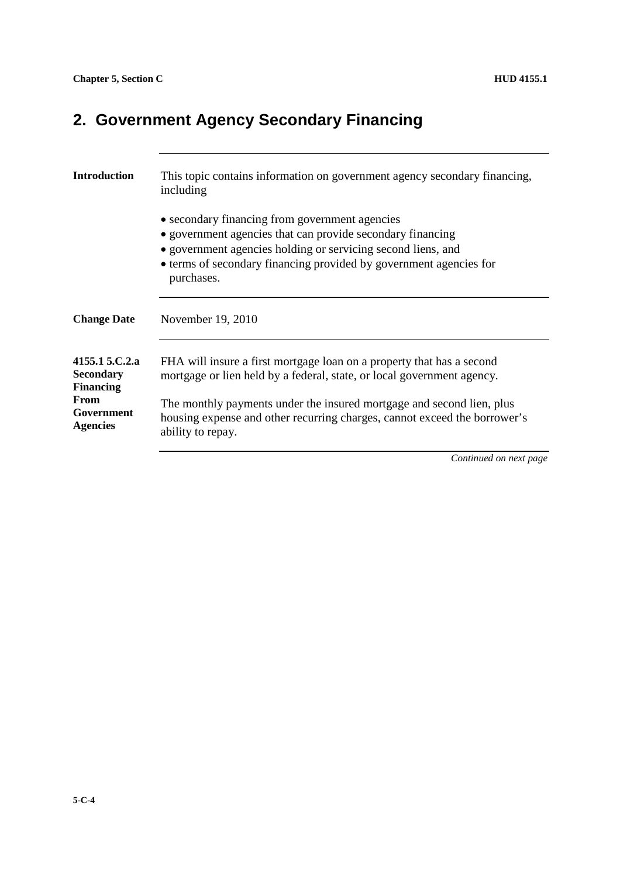## 2. Government Agency Secondary Financing

**Introduction**

This topic contains information on government agency secondary financing, including

- secondary financing from government agencies
- government agencies that can provide secondary financing
- government agencies holding or servicing second liens, and
- terms of secondary financing provided by government agencies for purchases.

**Change Date**

November 19, 2010

**4155.1 5.C.2.a Secondary Financing From Government Agencies**

FHA will insure a first mortgage loan on a property that has a second mortgage or lien held by a federal, state, or local government agency.

The monthly payments under the insured mortgage and second lien, plus housing expense and other recurring charges, cannot exceed the borrower's ability to repay.

*Continued on next page*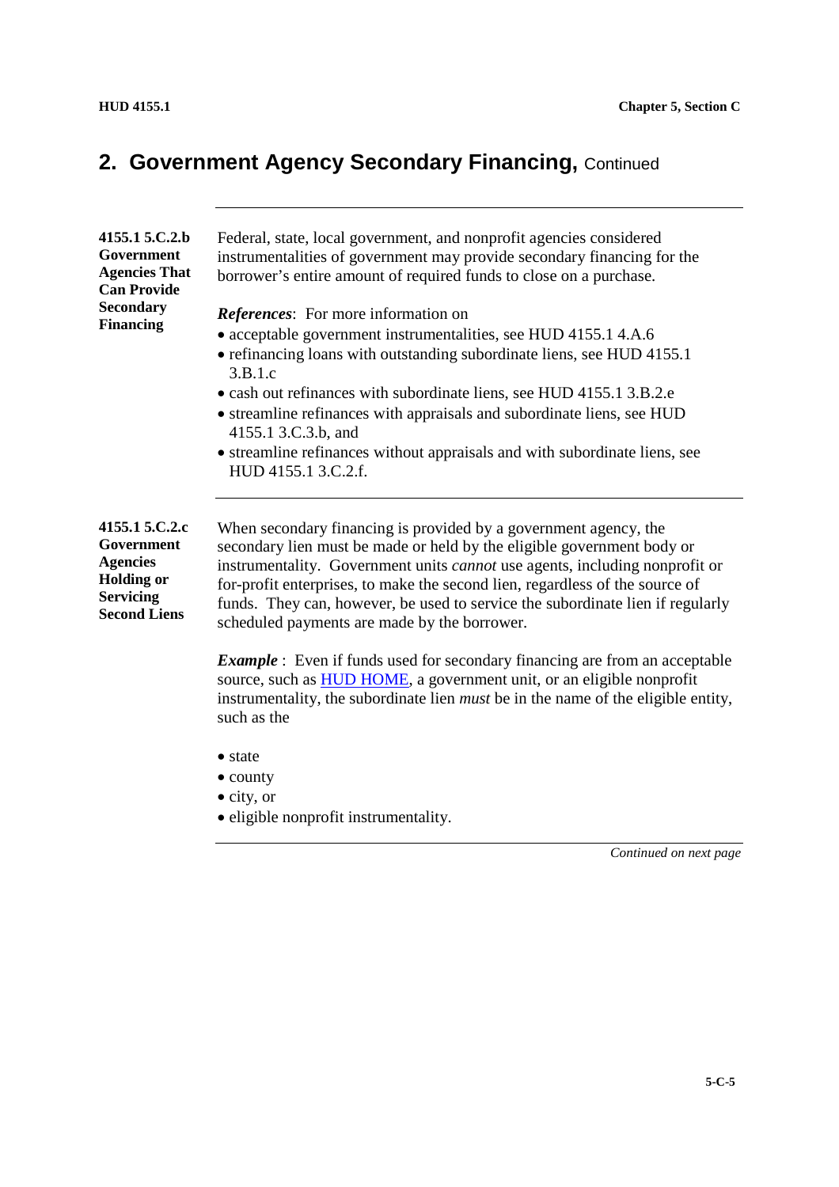## 2. Government Agency Secondary Financing, Continued

**4155.1 5.C.2.b Government Agencies That Can Provide Secondary Financing**

Federal, state, local government, and nonprofit agencies considered instrumentalities of government may provide secondary financing for the borrower's entire amount of required funds to close on a purchase.

***References***: For more information on

- acceptable government instrumentalities, see HUD 4155.1 4.A.6
- refinancing loans with outstanding subordinate liens, see HUD 4155.1 3.B.1.c
- cash out refinances with subordinate liens, see HUD 4155.1 3.B.2.e
- streamline refinances with appraisals and subordinate liens, see HUD 4155.1 3.C.3.b, and
- streamline refinances without appraisals and with subordinate liens, see HUD 4155.1 3.C.2.f.

**4155.1 5.C.2.c Government Agencies Holding or Servicing Second Liens**

When secondary financing is provided by a government agency, the secondary lien must be made or held by the eligible government body or instrumentality. Government units *cannot* use agents, including nonprofit or for-profit enterprises, to make the second lien, regardless of the source of funds. They can, however, be used to service the subordinate lien if regularly scheduled payments are made by the borrower.

***Example*** : Even if funds used for secondary financing are from an acceptable source, such as HUD HOME, a government unit, or an eligible nonprofit instrumentality, the subordinate lien *must* be in the name of the eligible entity, such as the

- state
- county
- city, or
- eligible nonprofit instrumentality.

*Continued on next page*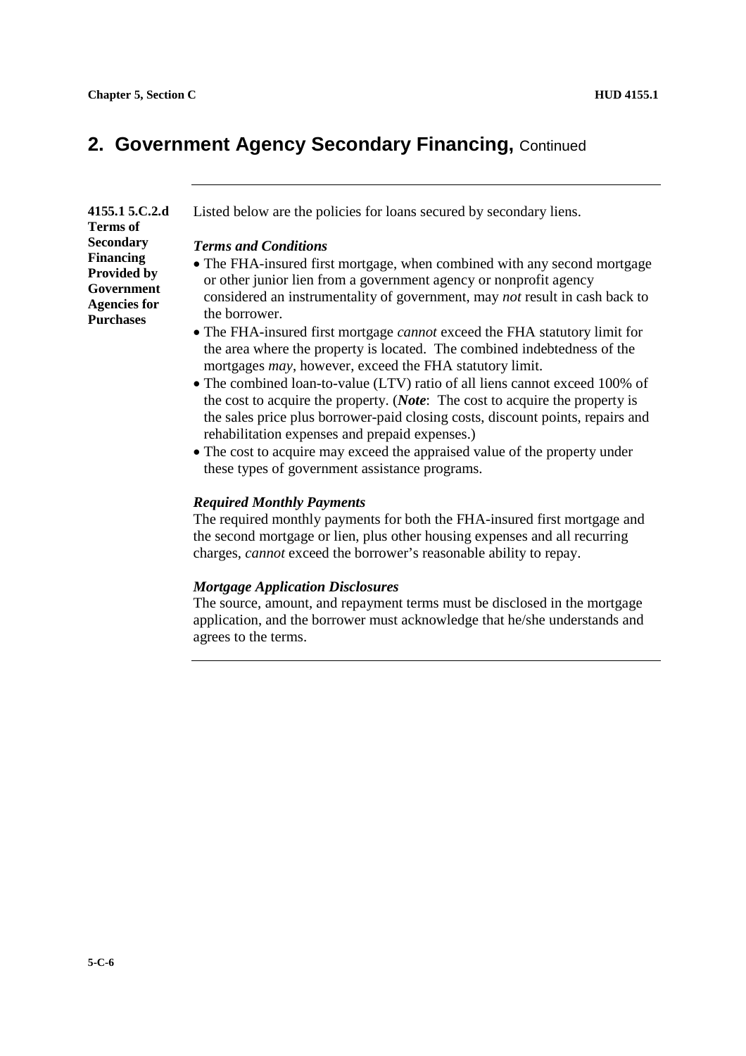## 2. Government Agency Secondary Financing, Continued

**4155.1 5.C.2.d Terms of Secondary Financing Provided by Government Agencies for Purchases**

Listed below are the policies for loans secured by secondary liens.

***Terms and Conditions***

- The FHA-insured first mortgage, when combined with any second mortgage or other junior lien from a government agency or nonprofit agency considered an instrumentality of government, may *not* result in cash back to the borrower.
- The FHA-insured first mortgage *cannot* exceed the FHA statutory limit for the area where the property is located. The combined indebtedness of the mortgages *may*, however, exceed the FHA statutory limit.
- The combined loan-to-value (LTV) ratio of all liens cannot exceed 100% of the cost to acquire the property. (***Note***: The cost to acquire the property is the sales price plus borrower-paid closing costs, discount points, repairs and rehabilitation expenses and prepaid expenses.)
- The cost to acquire may exceed the appraised value of the property under these types of government assistance programs.

***Required Monthly Payments***

The required monthly payments for both the FHA-insured first mortgage and the second mortgage or lien, plus other housing expenses and all recurring charges, *cannot* exceed the borrower's reasonable ability to repay.

***Mortgage Application Disclosures***

The source, amount, and repayment terms must be disclosed in the mortgage application, and the borrower must acknowledge that he/she understands and agrees to the terms.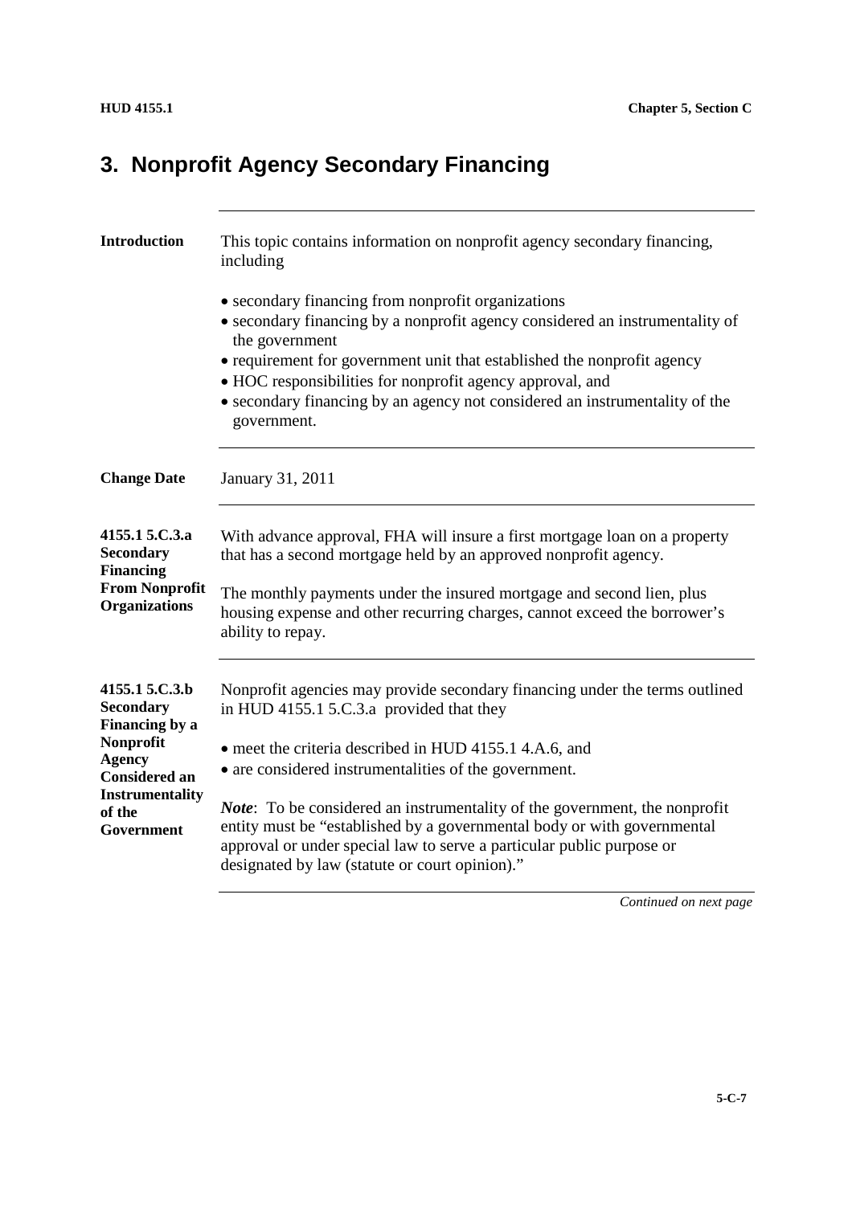# 3. Nonprofit Agency Secondary Financing

**Introduction**

This topic contains information on nonprofit agency secondary financing, including

- secondary financing from nonprofit organizations
- secondary financing by a nonprofit agency considered an instrumentality of the government
- requirement for government unit that established the nonprofit agency
- HOC responsibilities for nonprofit agency approval, and
- secondary financing by an agency not considered an instrumentality of the government.

**Change Date**

January 31, 2011

**4155.1 5.C.3.a Secondary Financing From Nonprofit Organizations**

With advance approval, FHA will insure a first mortgage loan on a property that has a second mortgage held by an approved nonprofit agency.

The monthly payments under the insured mortgage and second lien, plus housing expense and other recurring charges, cannot exceed the borrower's ability to repay.

**4155.1 5.C.3.b Secondary Financing by a Nonprofit Agency Considered an Instrumentality of the Government**

Nonprofit agencies may provide secondary financing under the terms outlined in HUD 4155.1 5.C.3.a provided that they

- meet the criteria described in HUD 4155.1 4.A.6, and
- are considered instrumentalities of the government.

***Note***: To be considered an instrumentality of the government, the nonprofit entity must be "established by a governmental body or with governmental approval or under special law to serve a particular public purpose or designated by law (statute or court opinion)."

*Continued on next page*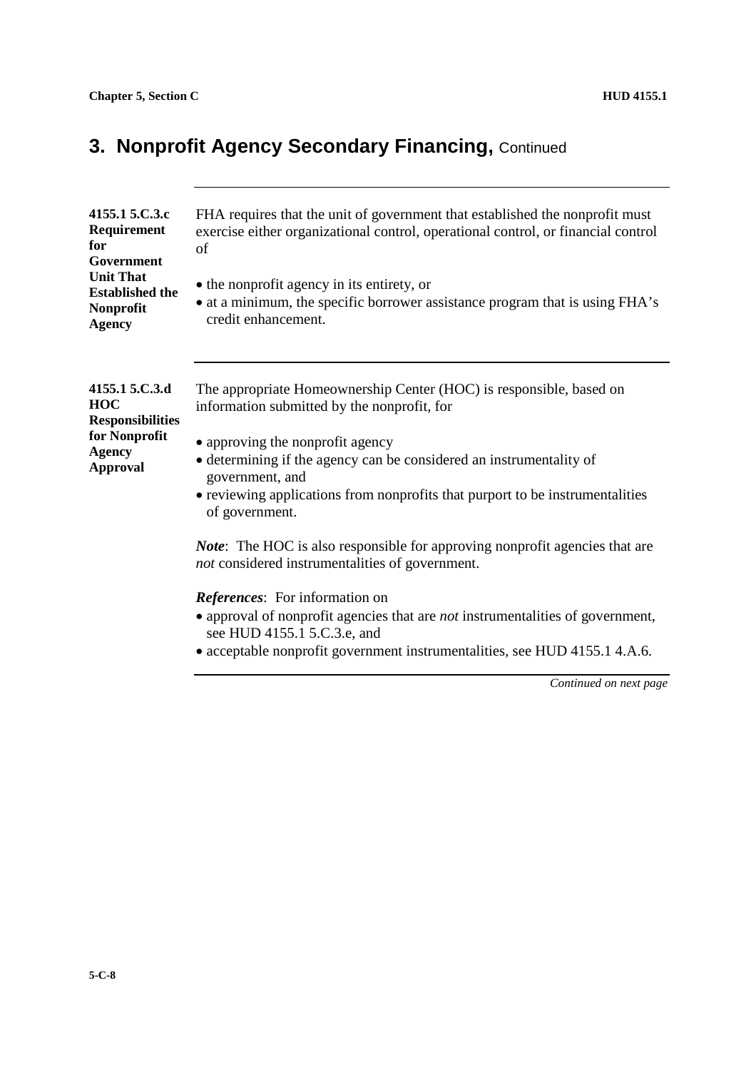## 3. Nonprofit Agency Secondary Financing, Continued

**4155.1 5.C.3.c Requirement for Government Unit That Established the Nonprofit Agency**

FHA requires that the unit of government that established the nonprofit must exercise either organizational control, operational control, or financial control of

- the nonprofit agency in its entirety, or
- at a minimum, the specific borrower assistance program that is using FHA's credit enhancement.

**4155.1 5.C.3.d HOC Responsibilities for Nonprofit Agency Approval**

The appropriate Homeownership Center (HOC) is responsible, based on information submitted by the nonprofit, for

- approving the nonprofit agency
- determining if the agency can be considered an instrumentality of government, and
- reviewing applications from nonprofits that purport to be instrumentalities of government.

***Note***: The HOC is also responsible for approving nonprofit agencies that are *not* considered instrumentalities of government.

***References***: For information on

- approval of nonprofit agencies that are *not* instrumentalities of government, see HUD 4155.1 5.C.3.e, and
- acceptable nonprofit government instrumentalities, see HUD 4155.1 4.A.6.

*Continued on next page*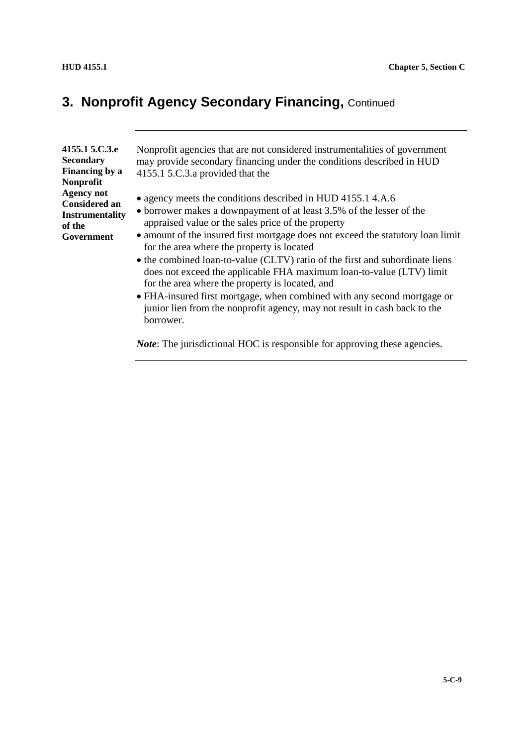## 3. Nonprofit Agency Secondary Financing, Continued

**4155.1 5.C.3.e Secondary Financing by a Nonprofit Agency not Considered an Instrumentality of the Government**

Nonprofit agencies that are not considered instrumentalities of government may provide secondary financing under the conditions described in HUD 4155.1 5.C.3.a provided that the

- agency meets the conditions described in HUD 4155.1 4.A.6
- borrower makes a downpayment of at least 3.5% of the lesser of the appraised value or the sales price of the property
- amount of the insured first mortgage does not exceed the statutory loan limit for the area where the property is located
- the combined loan-to-value (CLTV) ratio of the first and subordinate liens does not exceed the applicable FHA maximum loan-to-value (LTV) limit for the area where the property is located, and
- FHA-insured first mortgage, when combined with any second mortgage or junior lien from the nonprofit agency, may not result in cash back to the borrower.

***Note***: The jurisdictional HOC is responsible for approving these agencies.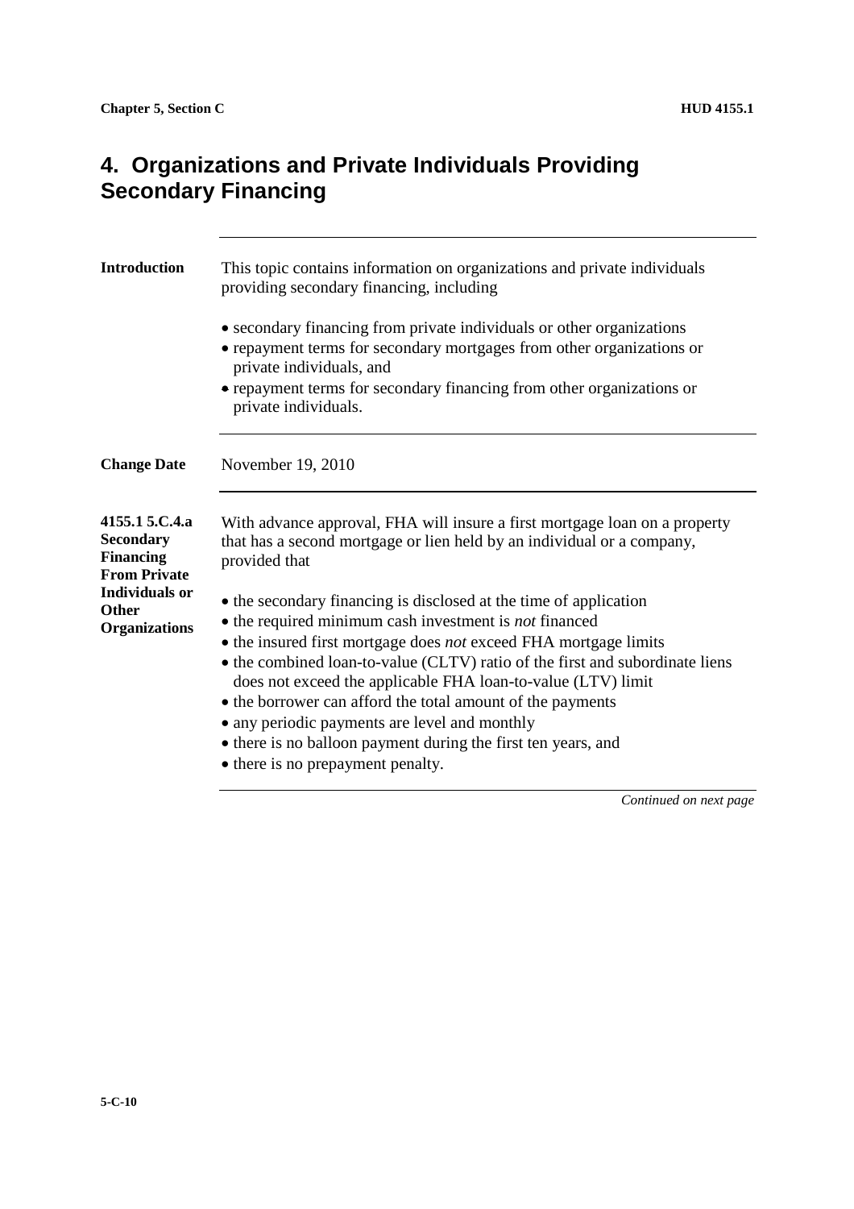# 4. Organizations and Private Individuals Providing Secondary Financing

**Introduction**

This topic contains information on organizations and private individuals providing secondary financing, including

- secondary financing from private individuals or other organizations
- repayment terms for secondary mortgages from other organizations or private individuals, and
- repayment terms for secondary financing from other organizations or private individuals.

**Change Date**

November 19, 2010

**4155.1 5.C.4.a Secondary Financing From Private Individuals or Other Organizations**

With advance approval, FHA will insure a first mortgage loan on a property that has a second mortgage or lien held by an individual or a company, provided that

- the secondary financing is disclosed at the time of application
- the required minimum cash investment is *not* financed
- the insured first mortgage does *not* exceed FHA mortgage limits
- the combined loan-to-value (CLTV) ratio of the first and subordinate liens does not exceed the applicable FHA loan-to-value (LTV) limit
- the borrower can afford the total amount of the payments
- any periodic payments are level and monthly
- there is no balloon payment during the first ten years, and
- there is no prepayment penalty.

*Continued on next page*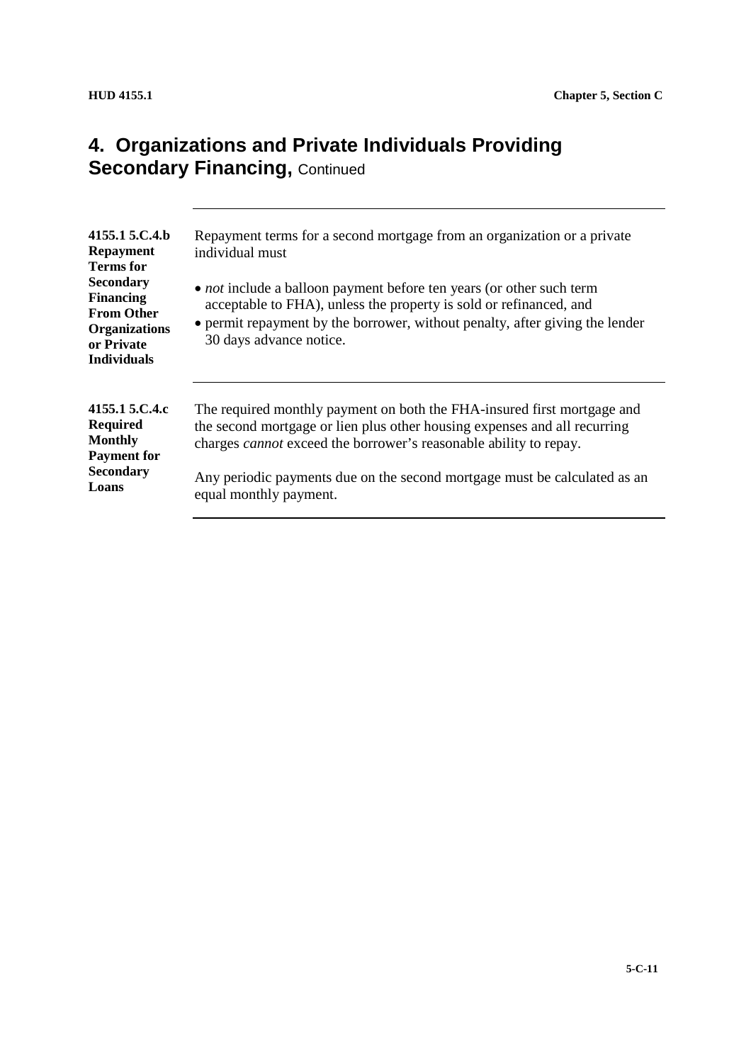# 4. Organizations and Private Individuals Providing Secondary Financing, Continued

**4155.1 5.C.4.b Repayment Terms for Secondary Financing From Other Organizations or Private Individuals**

Repayment terms for a second mortgage from an organization or a private individual must

- *not* include a balloon payment before ten years (or other such term acceptable to FHA), unless the property is sold or refinanced, and
- permit repayment by the borrower, without penalty, after giving the lender 30 days advance notice.

**4155.1 5.C.4.c Required Monthly Payment for Secondary Loans**

The required monthly payment on both the FHA-insured first mortgage and the second mortgage or lien plus other housing expenses and all recurring charges *cannot* exceed the borrower's reasonable ability to repay.

Any periodic payments due on the second mortgage must be calculated as an equal monthly payment.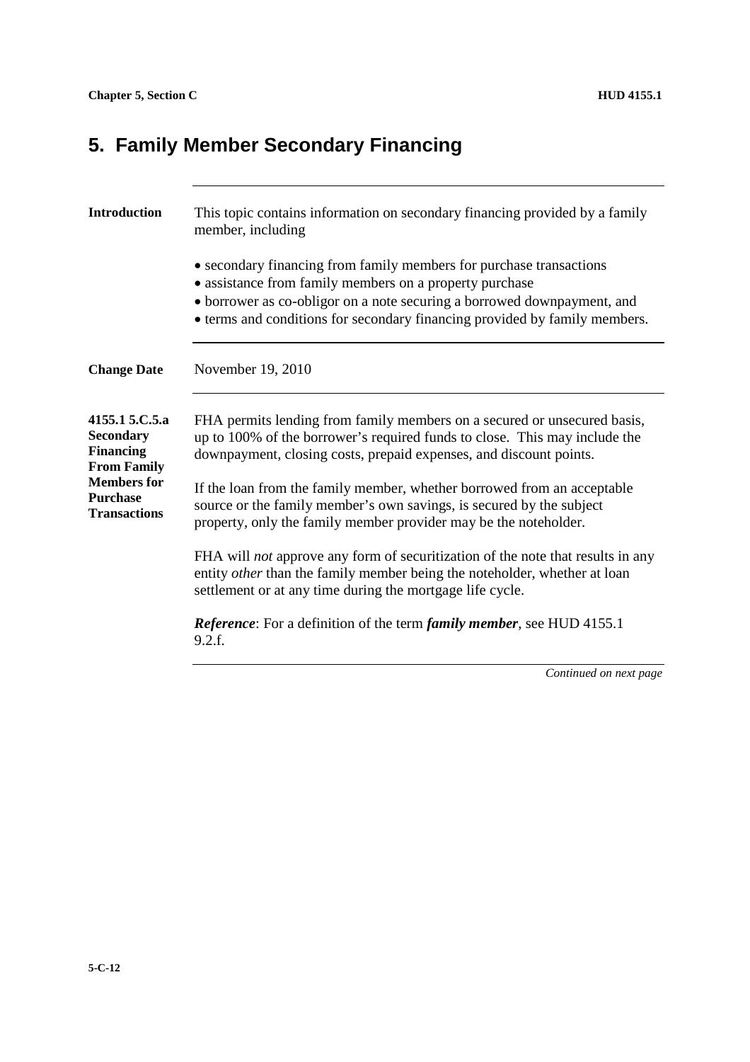# 5. Family Member Secondary Financing

**Introduction**

This topic contains information on secondary financing provided by a family member, including

- secondary financing from family members for purchase transactions
- assistance from family members on a property purchase
- borrower as co-obligor on a note securing a borrowed downpayment, and
- terms and conditions for secondary financing provided by family members.

**Change Date**

November 19, 2010

**4155.1 5.C.5.a Secondary Financing From Family Members for Purchase Transactions**

FHA permits lending from family members on a secured or unsecured basis, up to 100% of the borrower's required funds to close. This may include the downpayment, closing costs, prepaid expenses, and discount points.

If the loan from the family member, whether borrowed from an acceptable source or the family member's own savings, is secured by the subject property, only the family member provider may be the noteholder.

FHA will *not* approve any form of securitization of the note that results in any entity *other* than the family member being the noteholder, whether at loan settlement or at any time during the mortgage life cycle.

***Reference***: For a definition of the term ***family member***, see HUD 4155.1 9.2.f.

*Continued on next page*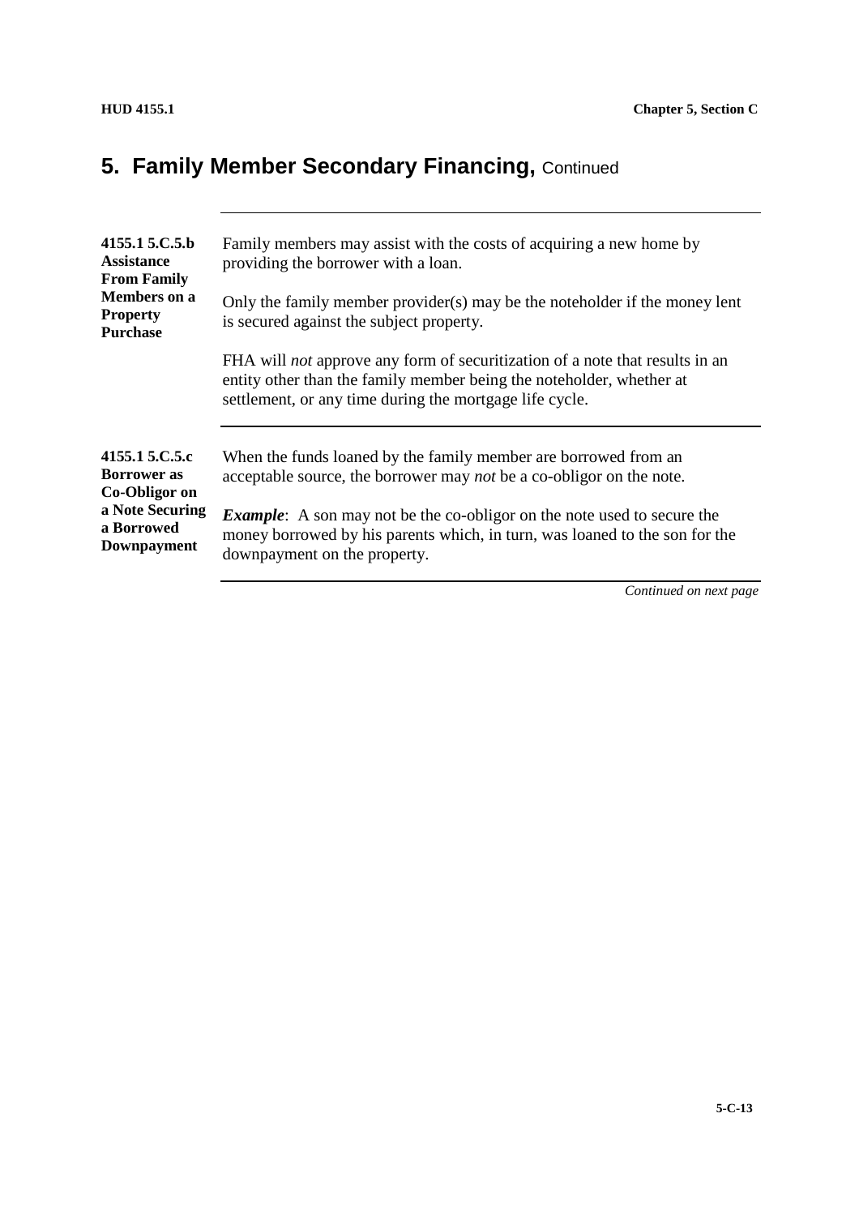## 5. Family Member Secondary Financing, Continued

**4155.1 5.C.5.b Assistance From Family Members on a Property Purchase**

Family members may assist with the costs of acquiring a new home by providing the borrower with a loan.

Only the family member provider(s) may be the noteholder if the money lent is secured against the subject property.

FHA will *not* approve any form of securitization of a note that results in an entity other than the family member being the noteholder, whether at settlement, or any time during the mortgage life cycle.

**4155.1 5.C.5.c Borrower as Co-Obligor on a Note Securing a Borrowed Downpayment**

When the funds loaned by the family member are borrowed from an acceptable source, the borrower may *not* be a co-obligor on the note.

***Example***: A son may not be the co-obligor on the note used to secure the money borrowed by his parents which, in turn, was loaned to the son for the downpayment on the property.

*Continued on next page*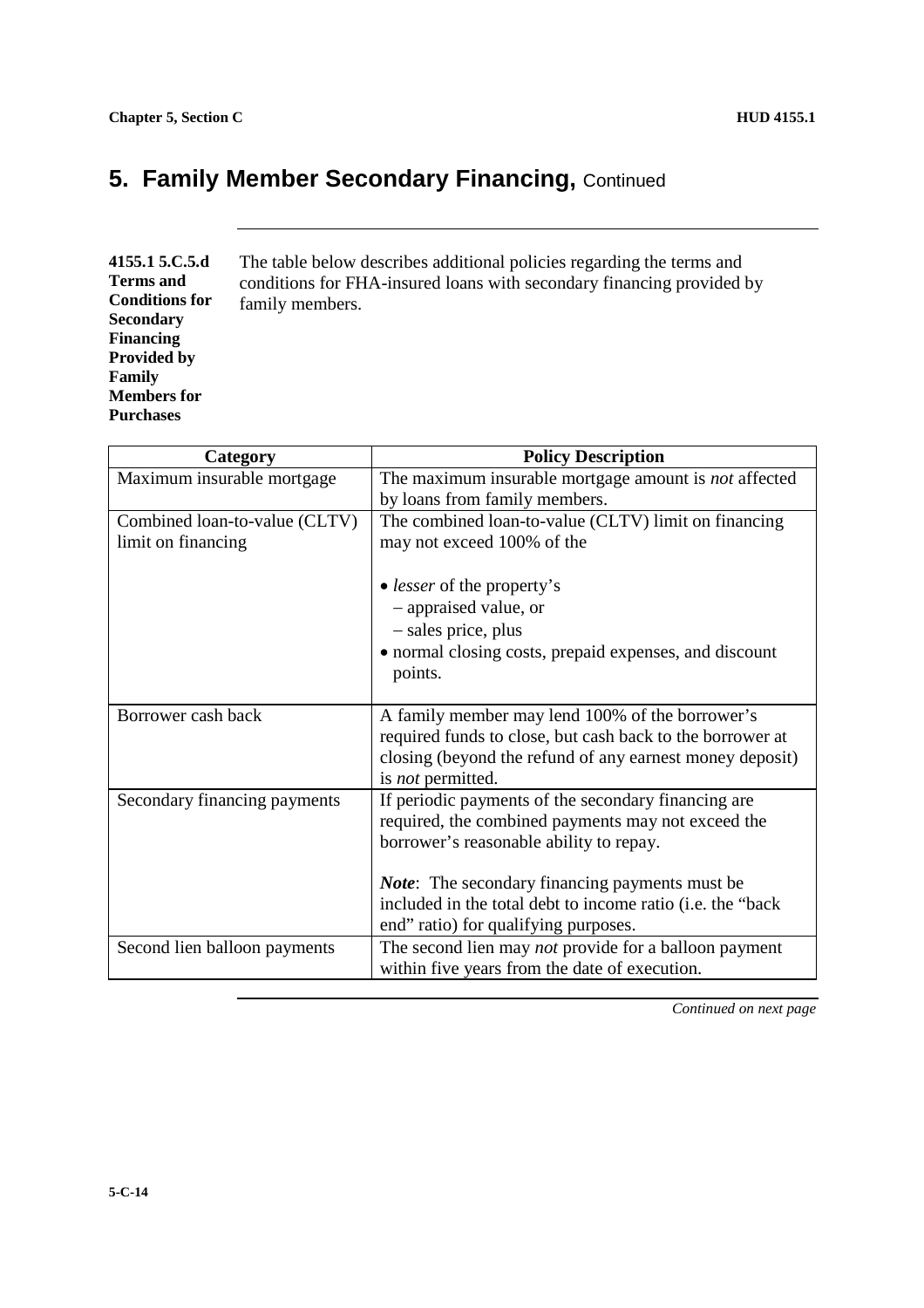# 5. Family Member Secondary Financing, Continued

**4155.1 5.C.5.d Terms and Conditions for Secondary Financing Provided by Family Members for Purchases**

The table below describes additional policies regarding the terms and conditions for FHA-insured loans with secondary financing provided by family members.

| Category | Policy Description |
|---|---|
| Maximum insurable mortgage | The maximum insurable mortgage amount is *not* affected by loans from family members. |
| Combined loan-to-value (CLTV) limit on financing | The combined loan-to-value (CLTV) limit on financing may not exceed 100% of the<br><br>• *lesser* of the property's<br>– appraised value, or<br>– sales price, plus<br>• normal closing costs, prepaid expenses, and discount points. |
| Borrower cash back | A family member may lend 100% of the borrower's required funds to close, but cash back to the borrower at closing (beyond the refund of any earnest money deposit) is *not* permitted. |
| Secondary financing payments | If periodic payments of the secondary financing are required, the combined payments may not exceed the borrower's reasonable ability to repay.<br><br>***Note***: The secondary financing payments must be included in the total debt to income ratio (i.e. the "back end" ratio) for qualifying purposes. |
| Second lien balloon payments | The second lien may *not* provide for a balloon payment within five years from the date of execution. |

*Continued on next page*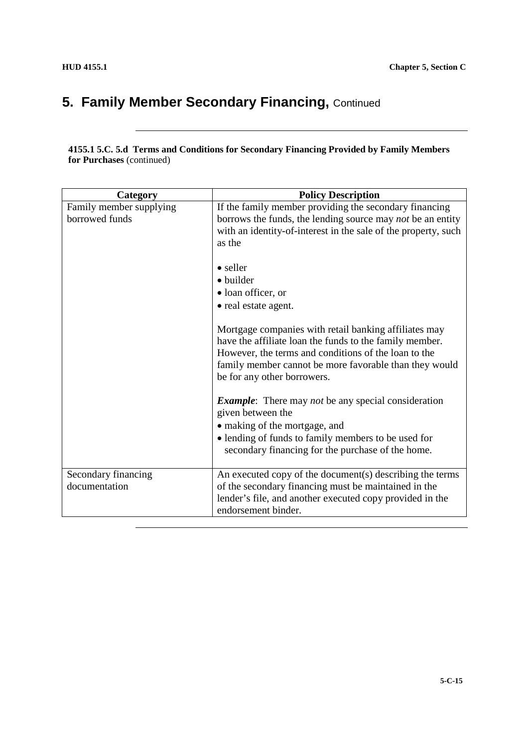# 5. Family Member Secondary Financing, Continued

**4155.1 5.C. 5.d Terms and Conditions for Secondary Financing Provided by Family Members for Purchases** (continued)

| Category | Policy Description |
|---|---|
| Family member supplying borrowed funds | If the family member providing the secondary financing borrows the funds, the lending source may *not* be an entity with an identity-of-interest in the sale of the property, such as the<br><br>• seller<br>• builder<br>• loan officer, or<br>• real estate agent.<br><br>Mortgage companies with retail banking affiliates may have the affiliate loan the funds to the family member. However, the terms and conditions of the loan to the family member cannot be more favorable than they would be for any other borrowers.<br><br>***Example***: There may *not* be any special consideration given between the<br>• making of the mortgage, and<br>• lending of funds to family members to be used for secondary financing for the purchase of the home. |
| Secondary financing documentation | An executed copy of the document(s) describing the terms of the secondary financing must be maintained in the lender's file, and another executed copy provided in the endorsement binder. |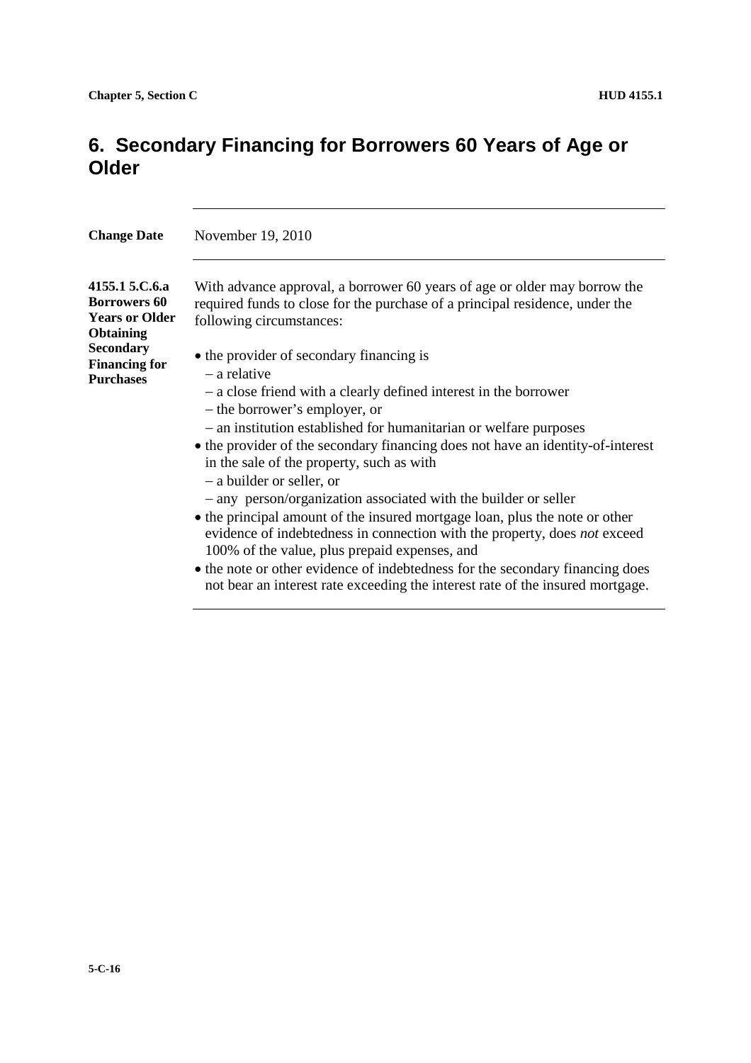# 6. Secondary Financing for Borrowers 60 Years of Age or Older

**Change Date**

November 19, 2010

**4155.1 5.C.6.a Borrowers 60 Years or Older Obtaining Secondary Financing for Purchases**

With advance approval, a borrower 60 years of age or older may borrow the required funds to close for the purchase of a principal residence, under the following circumstances:

- the provider of secondary financing is
  - a relative
  - a close friend with a clearly defined interest in the borrower
  - the borrower's employer, or
  - an institution established for humanitarian or welfare purposes
- the provider of the secondary financing does not have an identity-of-interest in the sale of the property, such as with
  - a builder or seller, or
  - any person/organization associated with the builder or seller
- the principal amount of the insured mortgage loan, plus the note or other evidence of indebtedness in connection with the property, does *not* exceed 100% of the value, plus prepaid expenses, and
- the note or other evidence of indebtedness for the secondary financing does not bear an interest rate exceeding the interest rate of the insured mortgage.